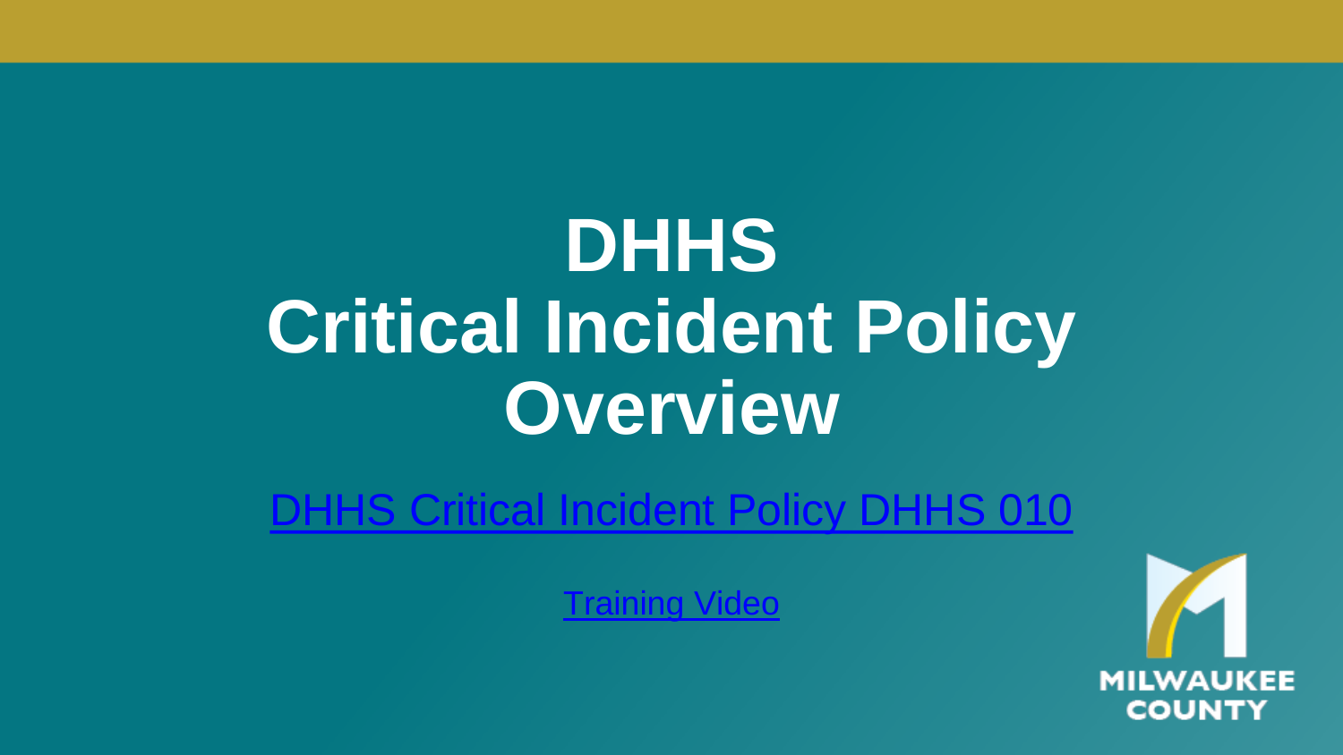# DHHS Critical Incident Policy Overview

DHHS Critical Incident Policy DHHS 010

Training Video

MILWAUKEE COUNTY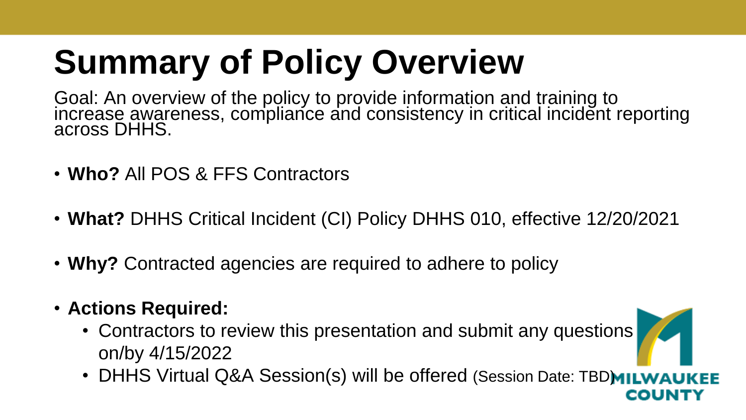# Summary of Policy Overview

Goal: An overview of the policy to provide information and training to increase awareness, compliance and consistency in critical incident reporting across DHHS.

- **Who?** All POS & FFS Contractors
- **What?** DHHS Critical Incident (CI) Policy DHHS 010, effective 12/20/2021
- **Why?** Contracted agencies are required to adhere to policy
- **Actions Required:**
  - Contractors to review this presentation and submit any questions on/by 4/15/2022
  - DHHS Virtual Q&A Session(s) will be offered (Session Date: TBD)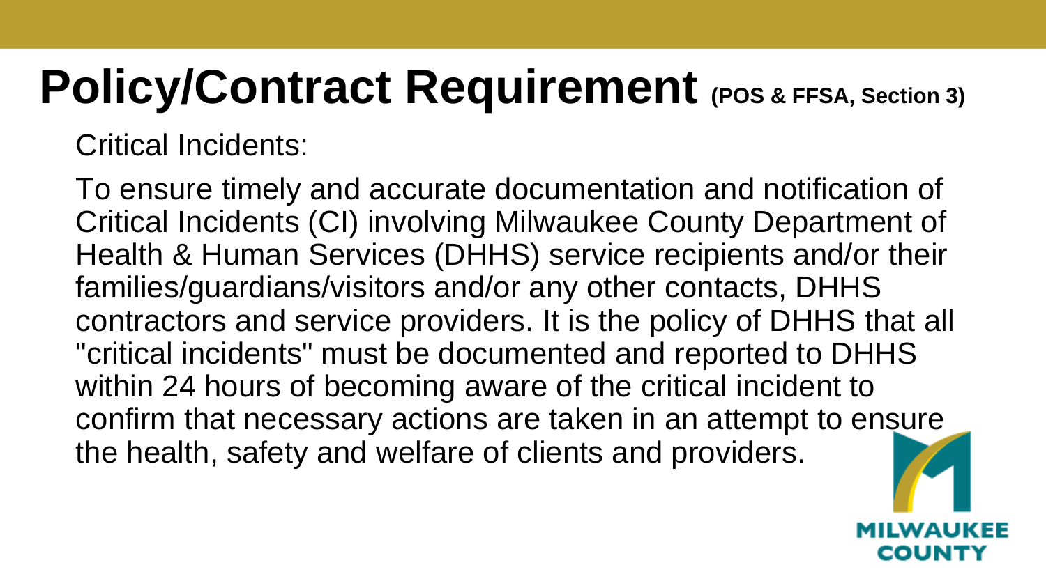# Policy/Contract Requirement (POS & FFSA, Section 3)

Critical Incidents:

To ensure timely and accurate documentation and notification of Critical Incidents (CI) involving Milwaukee County Department of Health & Human Services (DHHS) service recipients and/or their families/guardians/visitors and/or any other contacts, DHHS contractors and service providers. It is the policy of DHHS that all "critical incidents" must be documented and reported to DHHS within 24 hours of becoming aware of the critical incident to confirm that necessary actions are taken in an attempt to ensure the health, safety and welfare of clients and providers.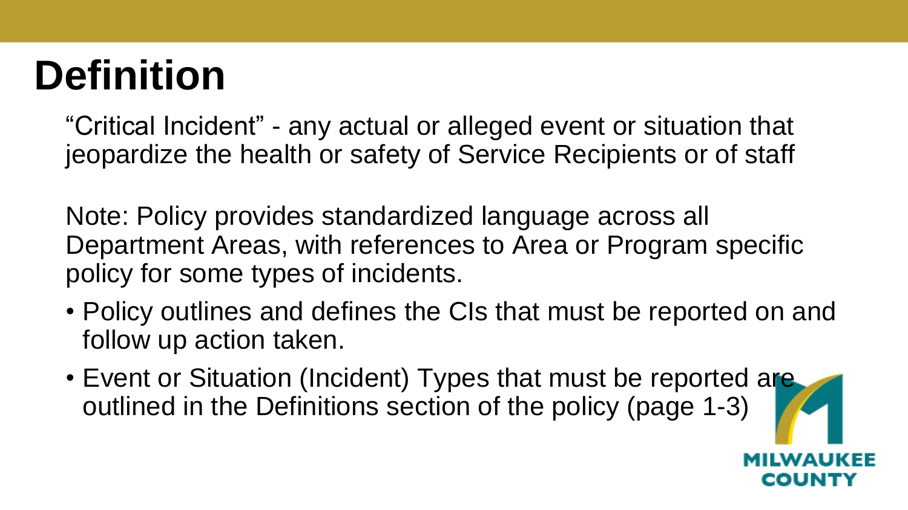# Definition

"Critical Incident" - any actual or alleged event or situation that jeopardize the health or safety of Service Recipients or of staff

Note: Policy provides standardized language across all Department Areas, with references to Area or Program specific policy for some types of incidents.

- Policy outlines and defines the CIs that must be reported on and follow up action taken.
- Event or Situation (Incident) Types that must be reported are outlined in the Definitions section of the policy (page 1-3)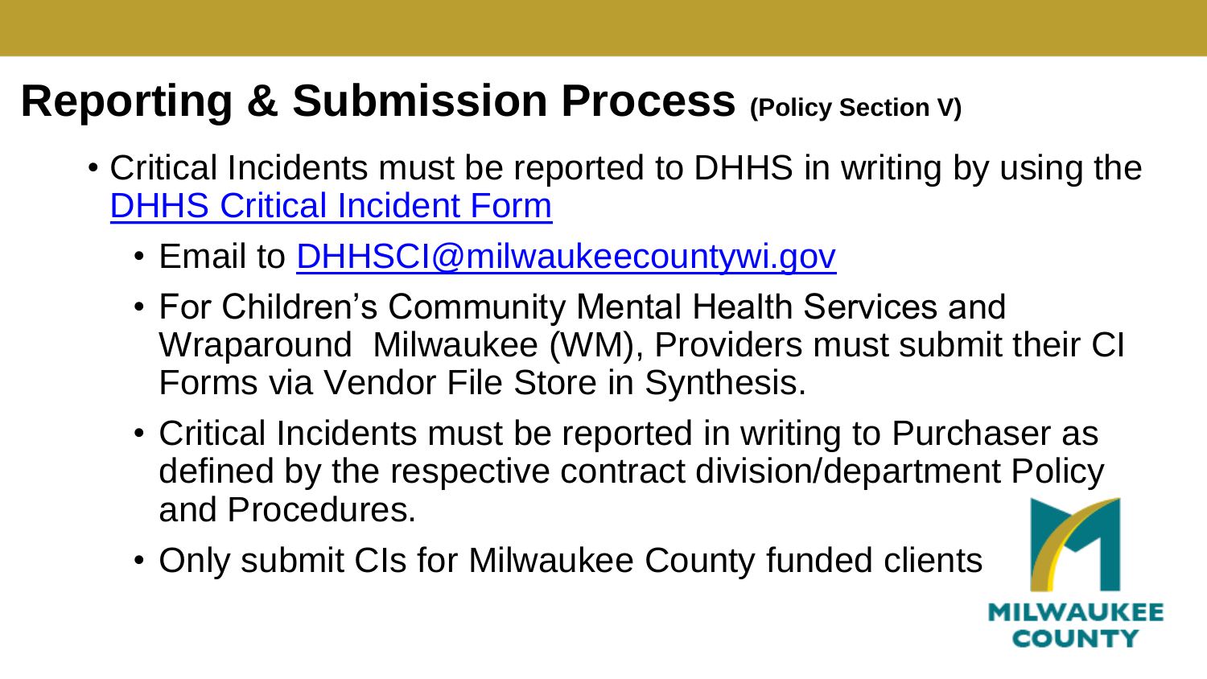# Reporting & Submission Process (Policy Section V)

- Critical Incidents must be reported to DHHS in writing by using the DHHS Critical Incident Form
  - Email to DHHSCI@milwaukeecountywi.gov
  - For Children's Community Mental Health Services and Wraparound Milwaukee (WM), Providers must submit their CI Forms via Vendor File Store in Synthesis.
  - Critical Incidents must be reported in writing to Purchaser as defined by the respective contract division/department Policy and Procedures.
  - Only submit CIs for Milwaukee County funded clients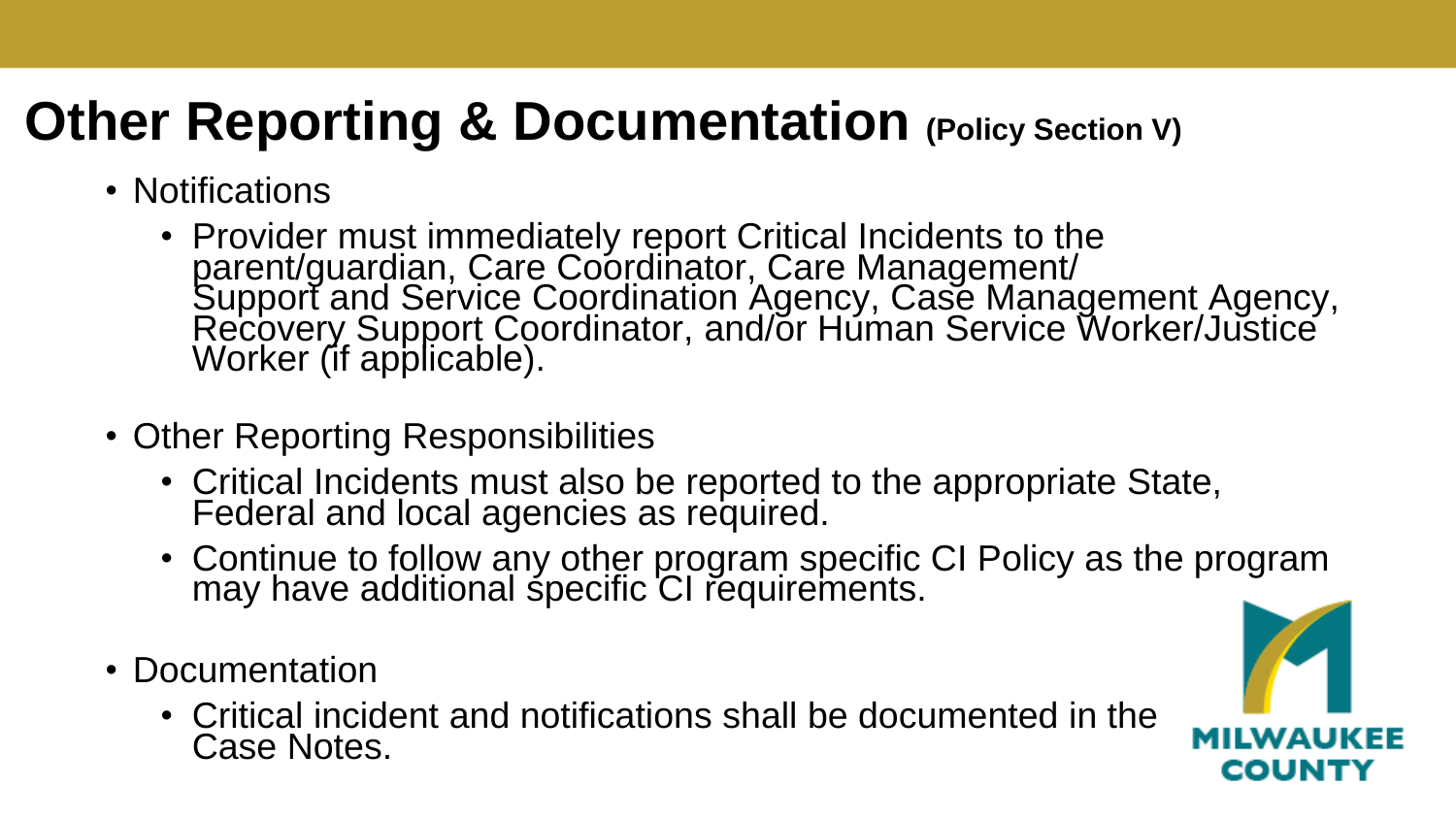# Other Reporting & Documentation (Policy Section V)

- Notifications
  - Provider must immediately report Critical Incidents to the parent/guardian, Care Coordinator, Care Management/ Support and Service Coordination Agency, Case Management Agency, Recovery Support Coordinator, and/or Human Service Worker/Justice Worker (if applicable).
- Other Reporting Responsibilities
  - Critical Incidents must also be reported to the appropriate State, Federal and local agencies as required.
  - Continue to follow any other program specific CI Policy as the program may have additional specific CI requirements.
- Documentation
  - Critical incident and notifications shall be documented in the Case Notes.

MILWAUKEE COUNTY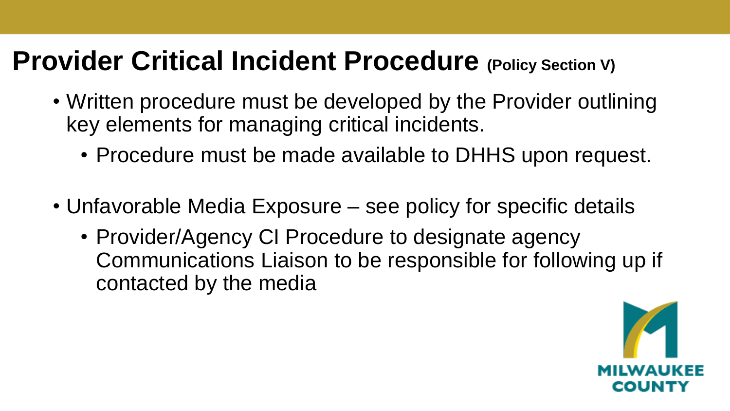# Provider Critical Incident Procedure (Policy Section V)

- Written procedure must be developed by the Provider outlining key elements for managing critical incidents.
  - Procedure must be made available to DHHS upon request.
- Unfavorable Media Exposure – see policy for specific details
  - Provider/Agency CI Procedure to designate agency Communications Liaison to be responsible for following up if contacted by the media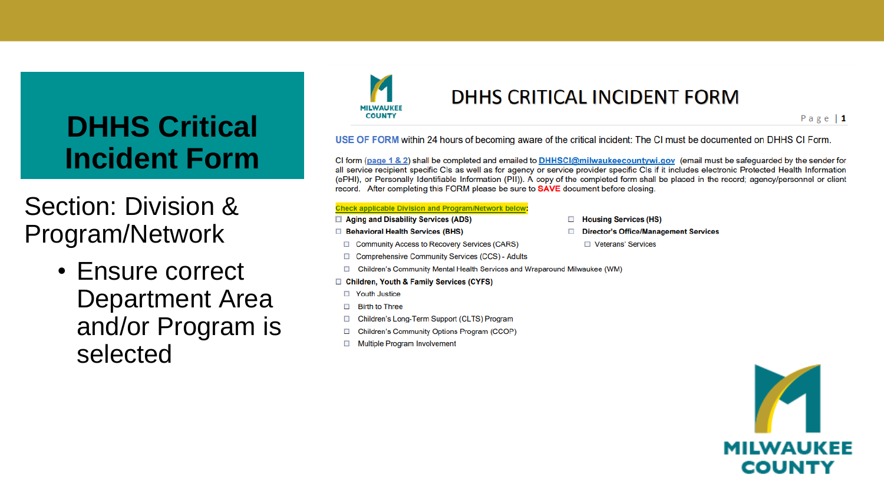# DHHS Critical Incident Form

## Section: Division & Program/Network

- Ensure correct Department Area and/or Program is selected

MILWAUKEE COUNTY

## DHHS CRITICAL INCIDENT FORM

**USE OF FORM** within 24 hours of becoming aware of the critical incident: The CI must be documented on DHHS CI Form.

CI form (page 1 & 2) shall be completed and emailed to DHHSCI@milwaukeecountywi.gov (email must be safeguarded by the sender for all service recipient specific CIs as well as for agency or service provider specific CIs if it includes electronic Protected Health Information (ePHI), or Personally Identifiable Information (PII)). A copy of the completed form shall be placed in the record; agency/personnel or client record. After completing this FORM please be sure to **SAVE** document before closing.

**Check applicable Division and Program/Network below:**

- ☐ **Aging and Disability Services (ADS)**
- ☐ **Behavioral Health Services (BHS)**
  - ☐ Community Access to Recovery Services (CARS)
  - ☐ Comprehensive Community Services (CCS) - Adults
  - ☐ Children's Community Mental Health Services and Wraparound Milwaukee (WM)
- ☐ **Children, Youth & Family Services (CYFS)**
  - ☐ Youth Justice
  - ☐ Birth to Three
  - ☐ Children's Long-Term Support (CLTS) Program
  - ☐ Children's Community Options Program (CCOP)
  - ☐ Multiple Program Involvement
- ☐ **Housing Services (HS)**
- ☐ **Director's Office/Management Services**
  - ☐ Veterans' Services

MILWAUKEE COUNTY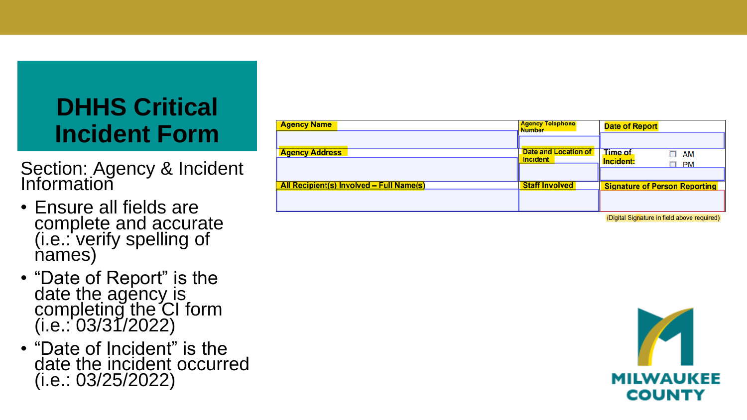# DHHS Critical Incident Form

Section: Agency & Incident Information

- Ensure all fields are complete and accurate (i.e.: verify spelling of names)
- “Date of Report” is the date the agency is completing the CI form (i.e.: 03/31/2022)
- “Date of Incident” is the date the incident occurred (i.e.: 03/25/2022)

| Agency Name | Agency Telephone Number | Date of Report |
|---|---|---|
| | | |
| Agency Address | Date and Location of Incident | Time of Incident: ☐ AM ☐ PM |
| | | |
| All Recipient(s) Involved – Full Name(s) | Staff Involved | Signature of Person Reporting |
| | | |

(Digital Signature in field above required)

MILWAUKEE COUNTY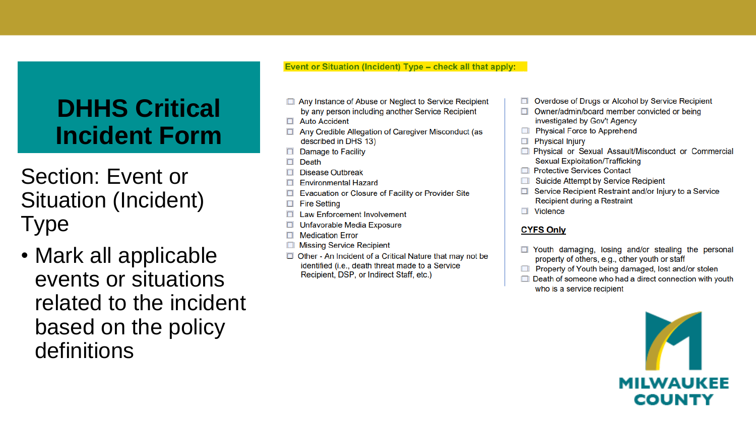# DHHS Critical Incident Form

## Section: Event or Situation (Incident) Type

- Mark all applicable events or situations related to the incident based on the policy definitions

**Event or Situation (Incident) Type – check all that apply:**

- ☐ Any Instance of Abuse or Neglect to Service Recipient by any person including another Service Recipient
- ☐ Auto Accident
- ☐ Any Credible Allegation of Caregiver Misconduct (as described in DHS 13)
- ☐ Damage to Facility
- ☐ Death
- ☐ Disease Outbreak
- ☐ Environmental Hazard
- ☐ Evacuation or Closure of Facility or Provider Site
- ☐ Fire Setting
- ☐ Law Enforcement Involvement
- ☐ Unfavorable Media Exposure
- ☐ Medication Error
- ☐ Missing Service Recipient
- ☐ Other - An Incident of a Critical Nature that may not be identified (i.e., death threat made to a Service Recipient, DSP, or Indirect Staff, etc.)
- ☐ Overdose of Drugs or Alcohol by Service Recipient
- ☐ Owner/admin/board member convicted or being investigated by Gov't Agency
- ☐ Physical Force to Apprehend
- ☐ Physical Injury
- ☐ Physical or Sexual Assault/Misconduct or Commercial Sexual Exploitation/Trafficking
- ☐ Protective Services Contact
- ☐ Suicide Attempt by Service Recipient
- ☐ Service Recipient Restraint and/or Injury to a Service Recipient during a Restraint
- ☐ Violence

**CYFS Only**

- ☐ Youth damaging, losing and/or stealing the personal property of others, e.g., other youth or staff
- ☐ Property of Youth being damaged, lost and/or stolen
- ☐ Death of someone who had a direct connection with youth who is a service recipient

MILWAUKEE COUNTY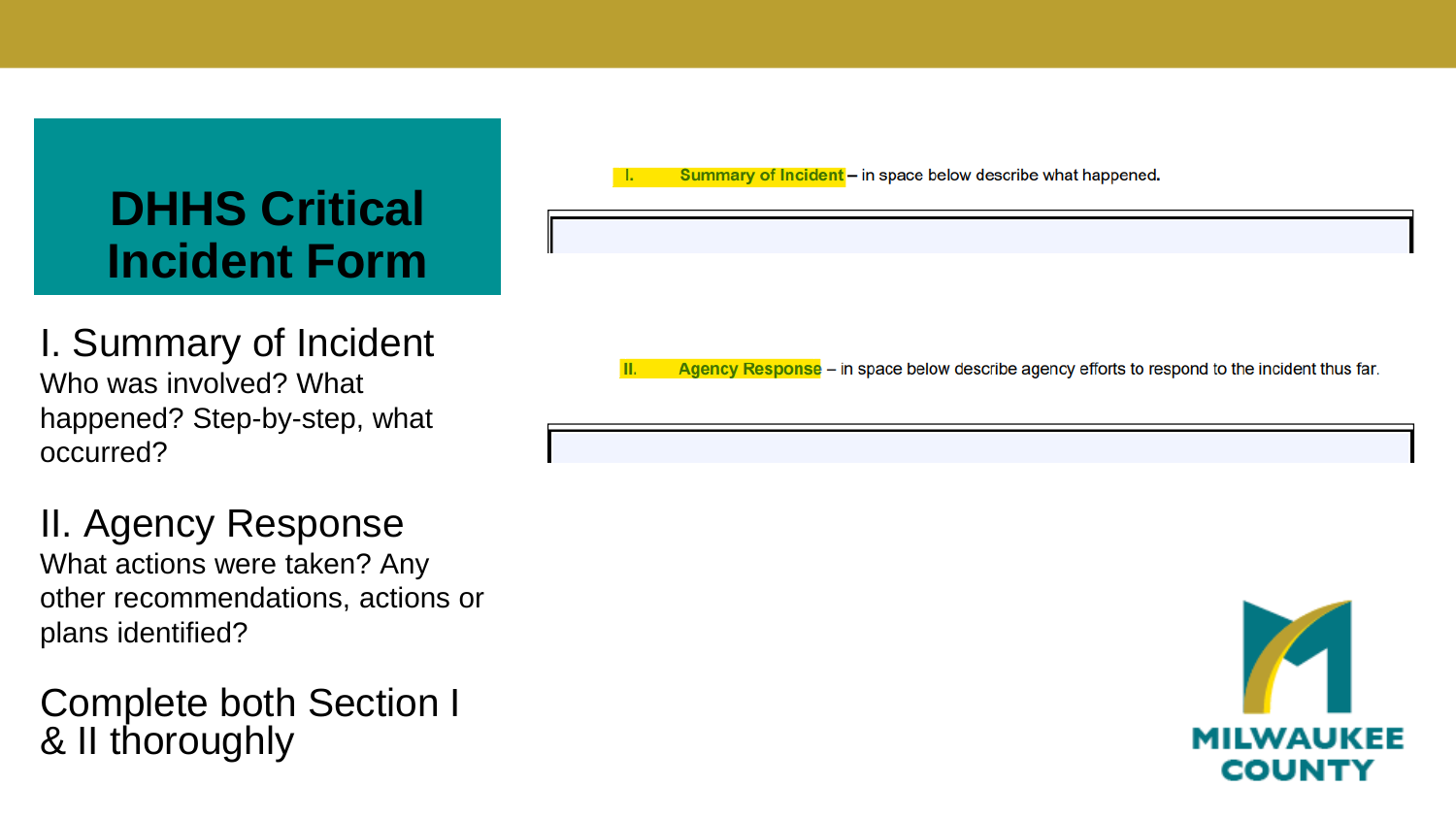# DHHS Critical Incident Form

## I. Summary of Incident

Who was involved? What happened? Step-by-step, what occurred?

## II. Agency Response

What actions were taken? Any other recommendations, actions or plans identified?

Complete both Section I & II thoroughly

**I. Summary of Incident** – in space below describe what happened.

**II. Agency Response** – in space below describe agency efforts to respond to the incident thus far.

MILWAUKEE COUNTY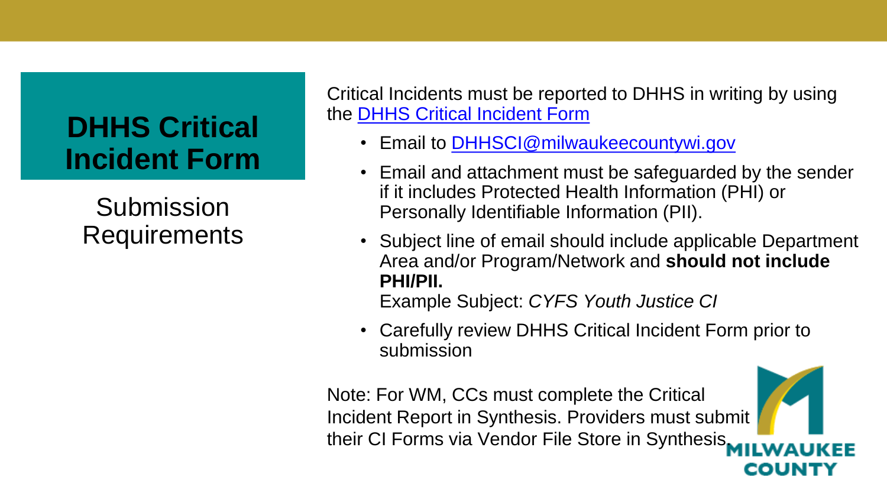# DHHS Critical Incident Form

## Submission Requirements

Critical Incidents must be reported to DHHS in writing by using the DHHS Critical Incident Form

- Email to DHHSCI@milwaukeecountywi.gov
- Email and attachment must be safeguarded by the sender if it includes Protected Health Information (PHI) or Personally Identifiable Information (PII).
- Subject line of email should include applicable Department Area and/or Program/Network and **should not include PHI/PII.**
  Example Subject: *CYFS Youth Justice CI*
- Carefully review DHHS Critical Incident Form prior to submission

Note: For WM, CCs must complete the Critical Incident Report in Synthesis. Providers must submit their CI Forms via Vendor File Store in Synthesis.

MILWAUKEE COUNTY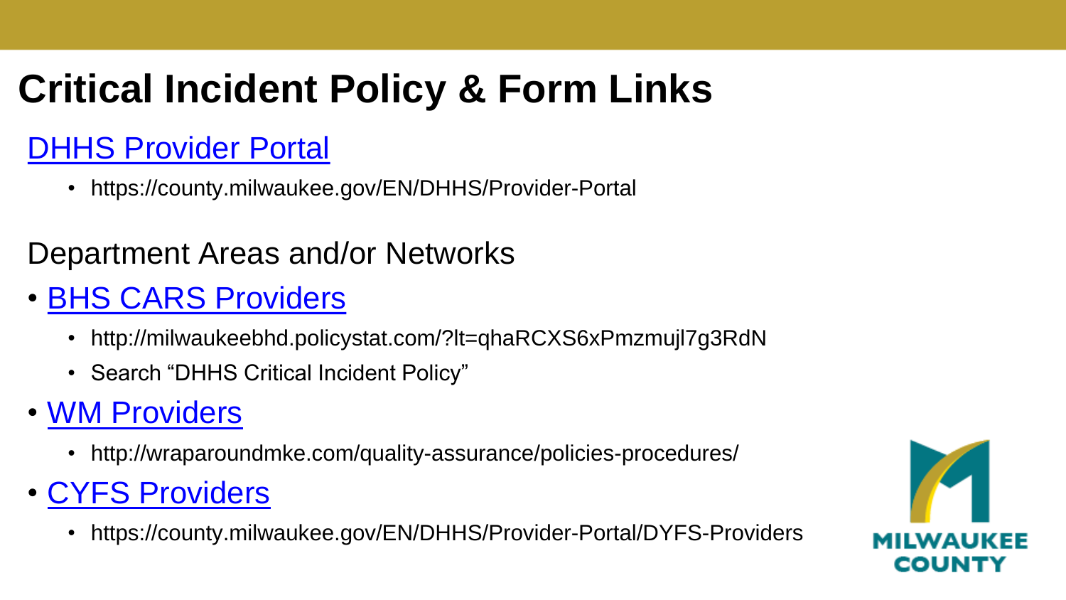# Critical Incident Policy & Form Links

## DHHS Provider Portal

- https://county.milwaukee.gov/EN/DHHS/Provider-Portal

Department Areas and/or Networks

- BHS CARS Providers
  - http://milwaukeebhd.policystat.com/?lt=qhaRCXS6xPmzmujl7g3RdN
  - Search "DHHS Critical Incident Policy"
- WM Providers
  - http://wraparoundmke.com/quality-assurance/policies-procedures/
- CYFS Providers
  - https://county.milwaukee.gov/EN/DHHS/Provider-Portal/DYFS-Providers

MILWAUKEE COUNTY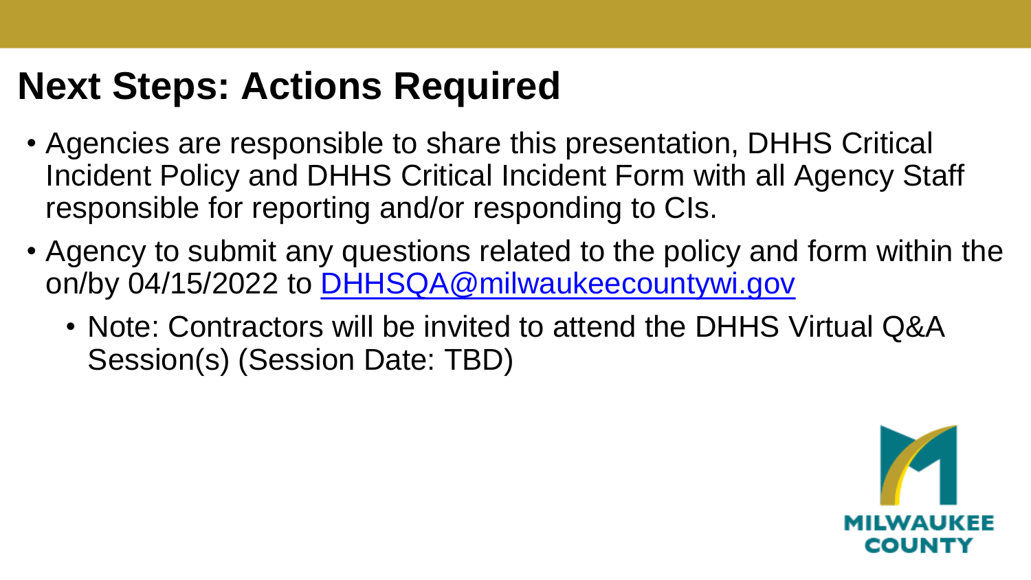# Next Steps: Actions Required

- Agencies are responsible to share this presentation, DHHS Critical Incident Policy and DHHS Critical Incident Form with all Agency Staff responsible for reporting and/or responding to CIs.
- Agency to submit any questions related to the policy and form within the on/by 04/15/2022 to DHHSQA@milwaukeecountywi.gov
  - Note: Contractors will be invited to attend the DHHS Virtual Q&A Session(s) (Session Date: TBD)

MILWAUKEE COUNTY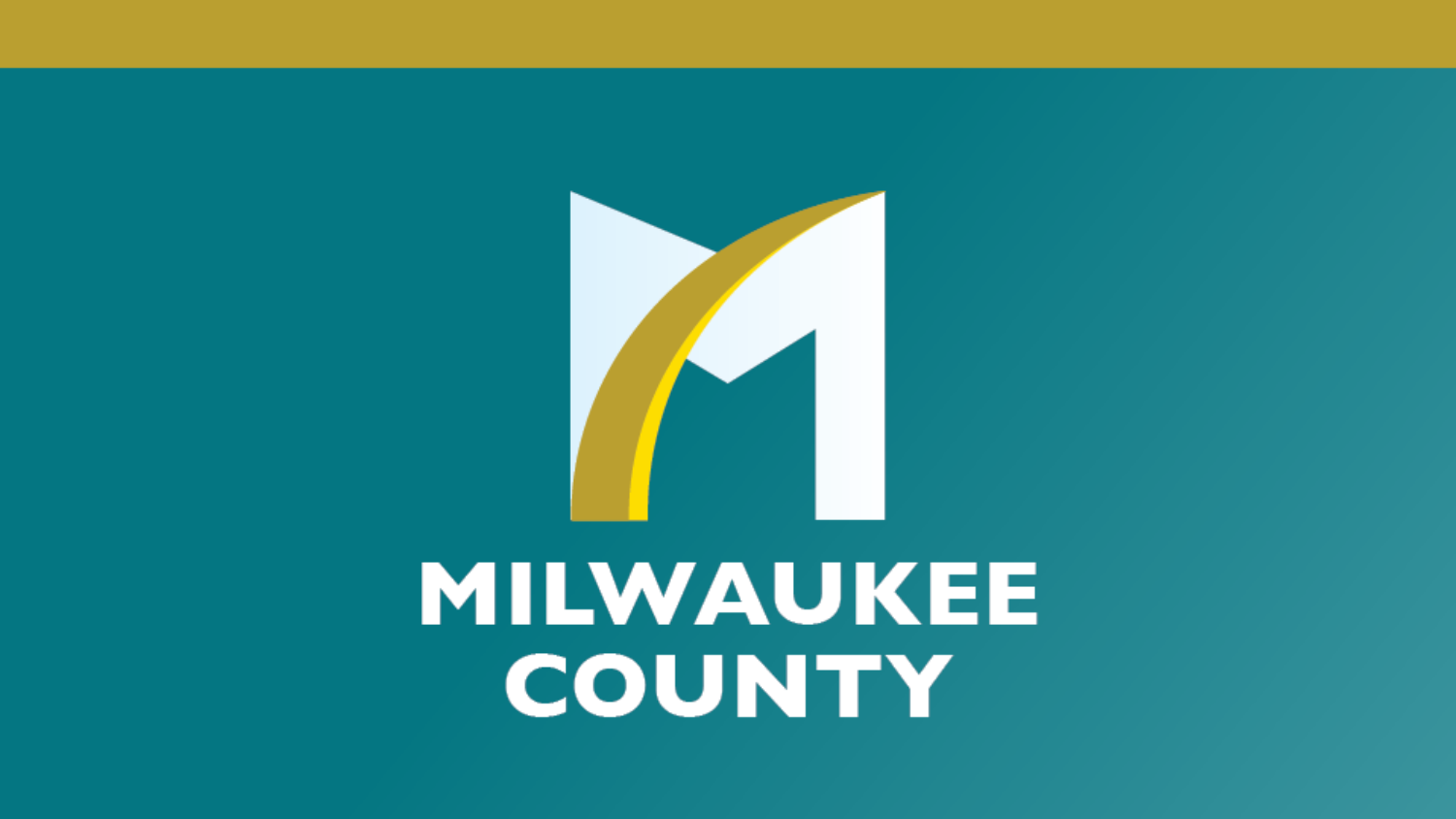MILWAUKEE
COUNTY